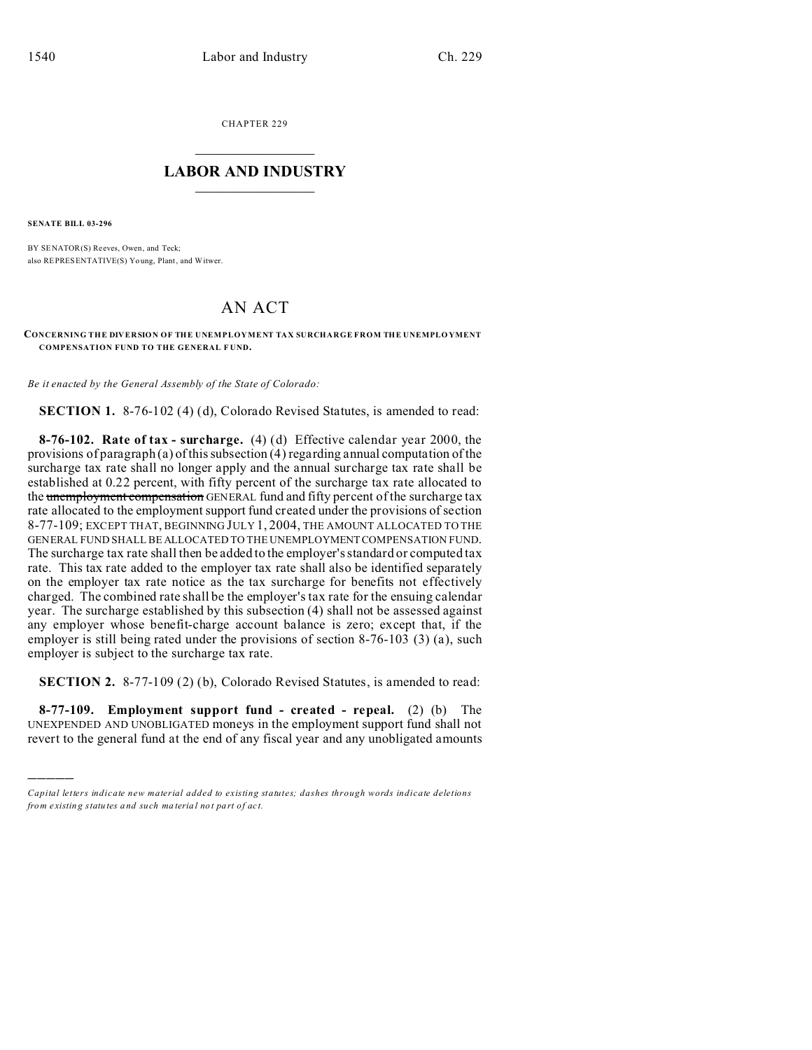CHAPTER 229

# LABOR AND INDUSTRY

**SENATE BILL 03-296**

BY SENATOR(S) Reeves, Owen, and Teck;
also REPRESENTATIVE(S) Young, Plant, and Witwer.

# AN ACT

**CONCERNING THE DIVERSION OF THE UNEMPLOYMENT TAX SURCHARGE FROM THE UNEMPLOYMENT COMPENSATION FUND TO THE GENERAL FUND.**

*Be it enacted by the General Assembly of the State of Colorado:*

**SECTION 1.** 8-76-102 (4) (d), Colorado Revised Statutes, is amended to read:

**8-76-102. Rate of tax - surcharge.** (4) (d) Effective calendar year 2000, the provisions of paragraph (a) of this subsection (4) regarding annual computation of the surcharge tax rate shall no longer apply and the annual surcharge tax rate shall be established at 0.22 percent, with fifty percent of the surcharge tax rate allocated to the ~~unemployment compensation~~ GENERAL fund and fifty percent of the surcharge tax rate allocated to the employment support fund created under the provisions of section 8-77-109; EXCEPT THAT, BEGINNING JULY 1, 2004, THE AMOUNT ALLOCATED TO THE GENERAL FUND SHALL BE ALLOCATED TO THE UNEMPLOYMENT COMPENSATION FUND. The surcharge tax rate shall then be added to the employer's standard or computed tax rate. This tax rate added to the employer tax rate shall also be identified separately on the employer tax rate notice as the tax surcharge for benefits not effectively charged. The combined rate shall be the employer's tax rate for the ensuing calendar year. The surcharge established by this subsection (4) shall not be assessed against any employer whose benefit-charge account balance is zero; except that, if the employer is still being rated under the provisions of section 8-76-103 (3) (a), such employer is subject to the surcharge tax rate.

**SECTION 2.** 8-77-109 (2) (b), Colorado Revised Statutes, is amended to read:

**8-77-109. Employment support fund - created - repeal.** (2) (b) The UNEXPENDED AND UNOBLIGATED moneys in the employment support fund shall not revert to the general fund at the end of any fiscal year and any unobligated amounts

---

*Capital letters indicate new material added to existing statutes; dashes through words indicate deletions from existing statutes and such material not part of act.*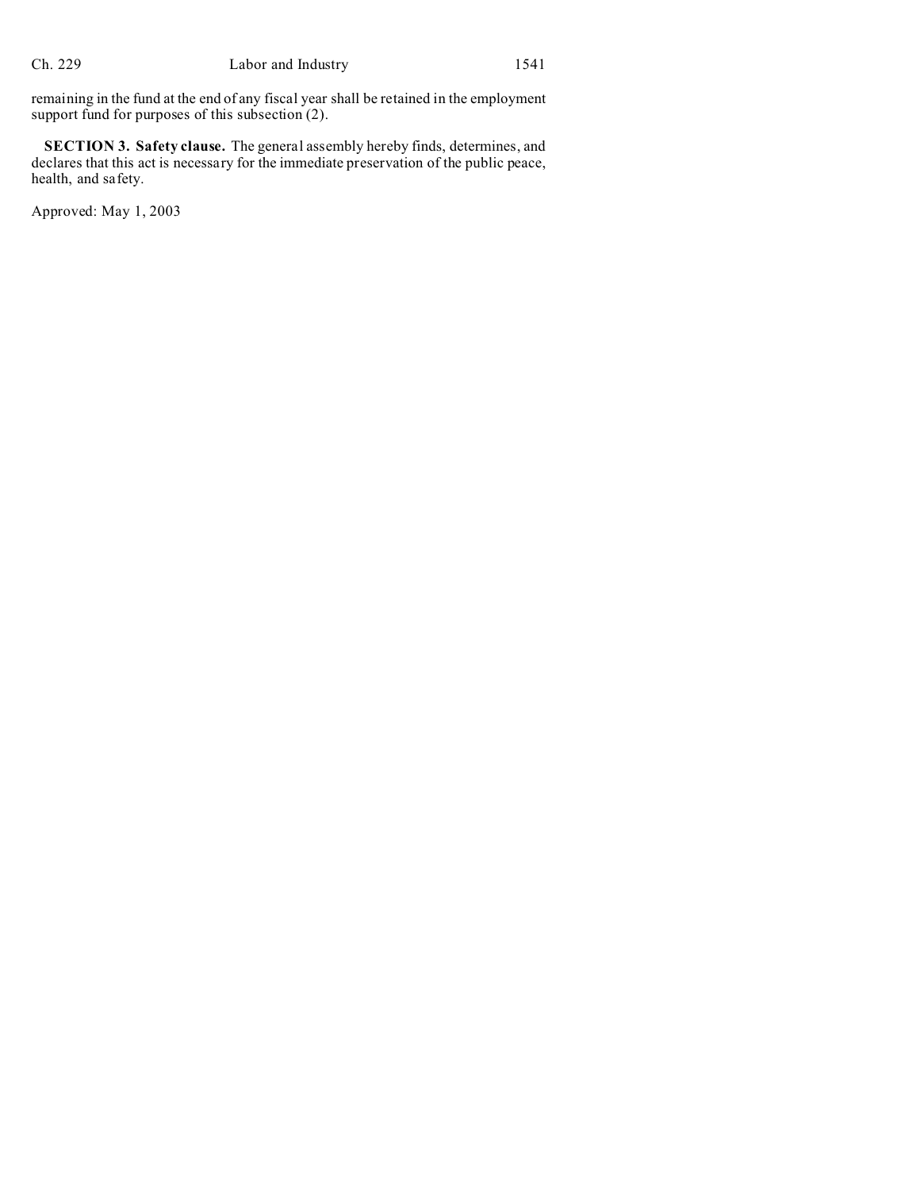remaining in the fund at the end of any fiscal year shall be retained in the employment support fund for purposes of this subsection (2).

**SECTION 3. Safety clause.** The general assembly hereby finds, determines, and declares that this act is necessary for the immediate preservation of the public peace, health, and safety.

Approved: May 1, 2003